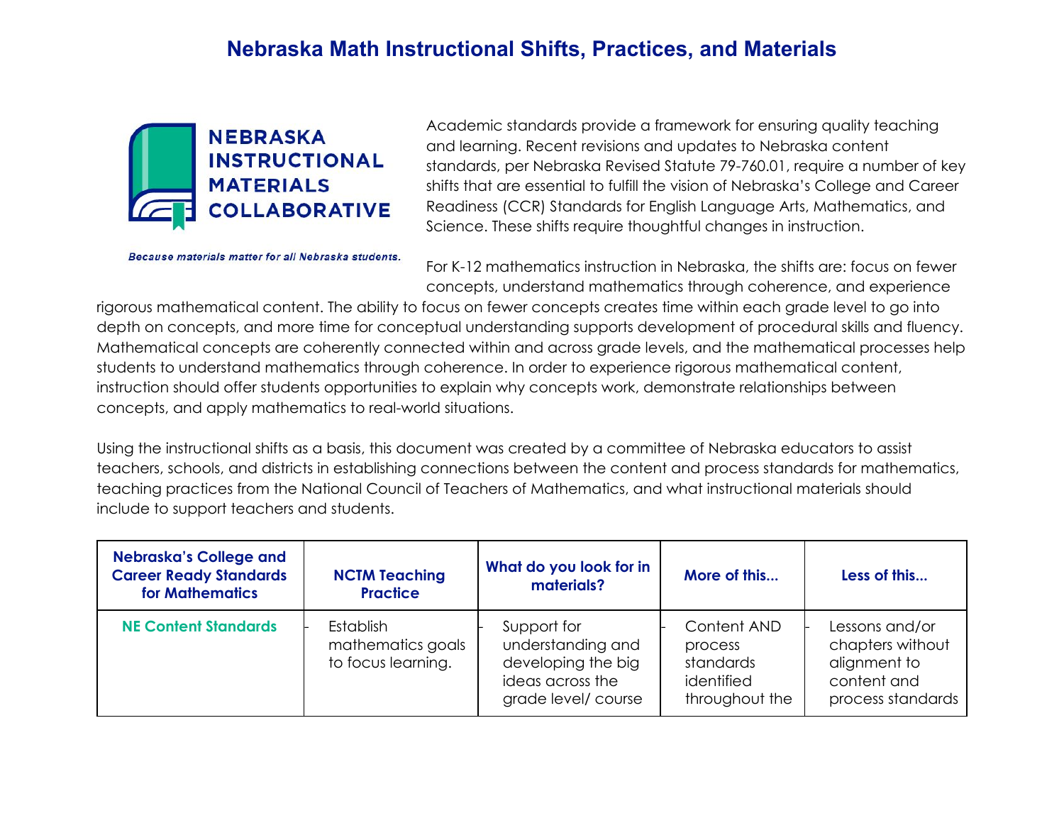# Nebraska Math Instructional Shifts, Practices, and Materials

**NEBRASKA INSTRUCTIONAL MATERIALS COLLABORATIVE**

*Because materials matter for all Nebraska students.*

Academic standards provide a framework for ensuring quality teaching and learning. Recent revisions and updates to Nebraska content standards, per Nebraska Revised Statute 79-760.01, require a number of key shifts that are essential to fulfill the vision of Nebraska's College and Career Readiness (CCR) Standards for English Language Arts, Mathematics, and Science. These shifts require thoughtful changes in instruction.

For K-12 mathematics instruction in Nebraska, the shifts are: focus on fewer concepts, understand mathematics through coherence, and experience rigorous mathematical content. The ability to focus on fewer concepts creates time within each grade level to go into depth on concepts, and more time for conceptual understanding supports development of procedural skills and fluency. Mathematical concepts are coherently connected within and across grade levels, and the mathematical processes help students to understand mathematics through coherence. In order to experience rigorous mathematical content, instruction should offer students opportunities to explain why concepts work, demonstrate relationships between concepts, and apply mathematics to real-world situations.

Using the instructional shifts as a basis, this document was created by a committee of Nebraska educators to assist teachers, schools, and districts in establishing connections between the content and process standards for mathematics, teaching practices from the National Council of Teachers of Mathematics, and what instructional materials should include to support teachers and students.

| Nebraska's College and Career Ready Standards for Mathematics | NCTM Teaching Practice | What do you look for in materials? | More of this... | Less of this... |
| --- | --- | --- | --- | --- |
| **NE Content Standards** | - Establish mathematics goals to focus learning. | - Support for understanding and developing the big ideas across the grade level/ course | - Content AND process standards identified throughout the | - Lessons and/or chapters without alignment to content and process standards |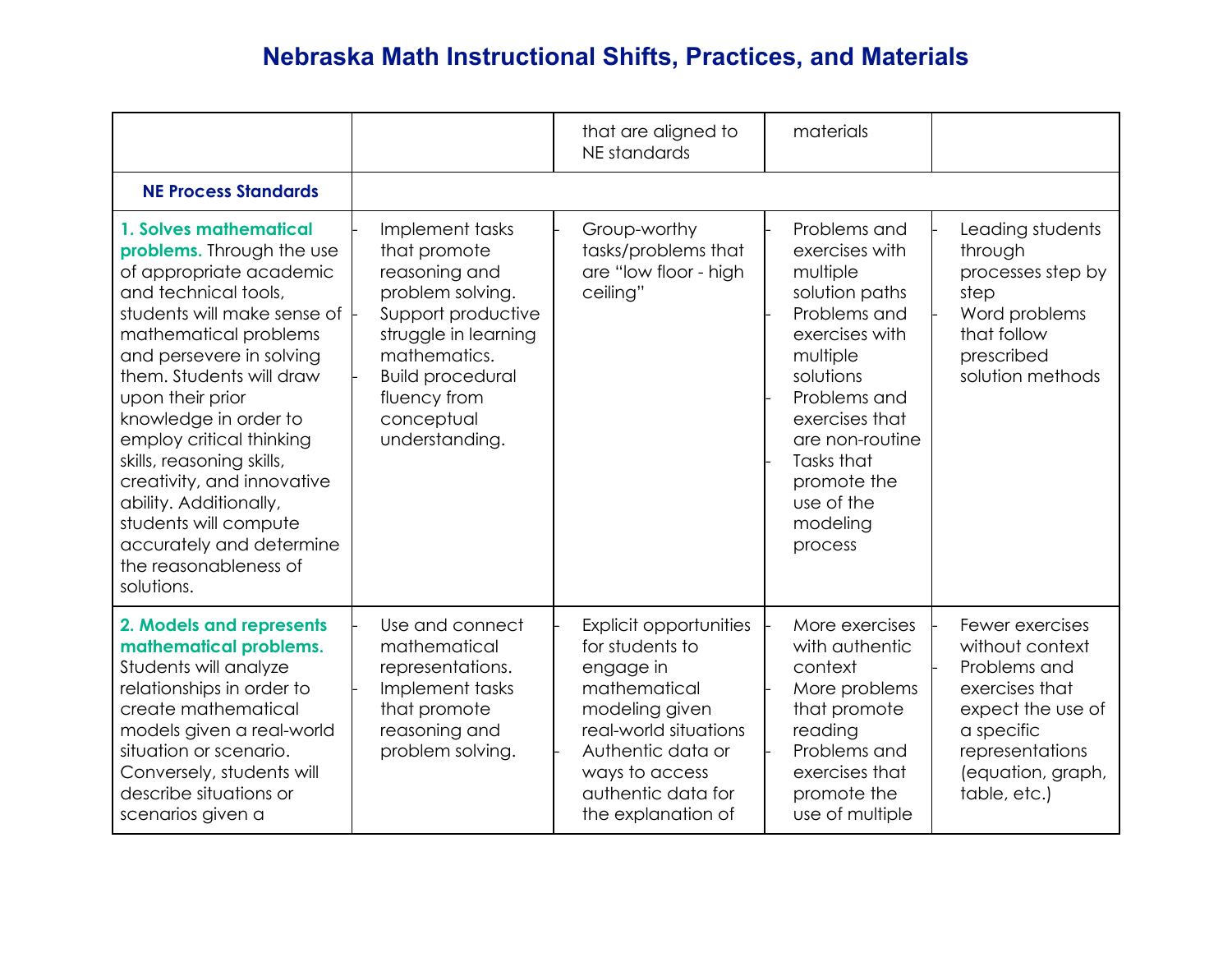# Nebraska Math Instructional Shifts, Practices, and Materials

| | | | | |
|---|---|---|---|---|
| | | that are aligned to NE standards | materials | |
| **NE Process Standards** | | | | |
| **1. Solves mathematical problems.** Through the use of appropriate academic and technical tools, students will make sense of mathematical problems and persevere in solving them. Students will draw upon their prior knowledge in order to employ critical thinking skills, reasoning skills, creativity, and innovative ability. Additionally, students will compute accurately and determine the reasonableness of solutions. | - Implement tasks that promote reasoning and problem solving.<br>- Support productive struggle in learning mathematics.<br>- Build procedural fluency from conceptual understanding. | - Group-worthy tasks/problems that are "low floor - high ceiling" | - Problems and exercises with multiple solution paths<br>- Problems and exercises with multiple solutions<br>- Problems and exercises that are non-routine<br>- Tasks that promote the use of the modeling process | - Leading students through processes step by step<br>- Word problems that follow prescribed solution methods |
| **2. Models and represents mathematical problems.** Students will analyze relationships in order to create mathematical models given a real-world situation or scenario. Conversely, students will describe situations or scenarios given a | - Use and connect mathematical representations.<br>- Implement tasks that promote reasoning and problem solving. | - Explicit opportunities for students to engage in mathematical modeling given real-world situations<br>- Authentic data or ways to access authentic data for the explanation of | - More exercises with authentic context<br>- More problems that promote reading<br>- Problems and exercises that promote the use of multiple | - Fewer exercises without context<br>- Problems and exercises that expect the use of a specific representations (equation, graph, table, etc.) |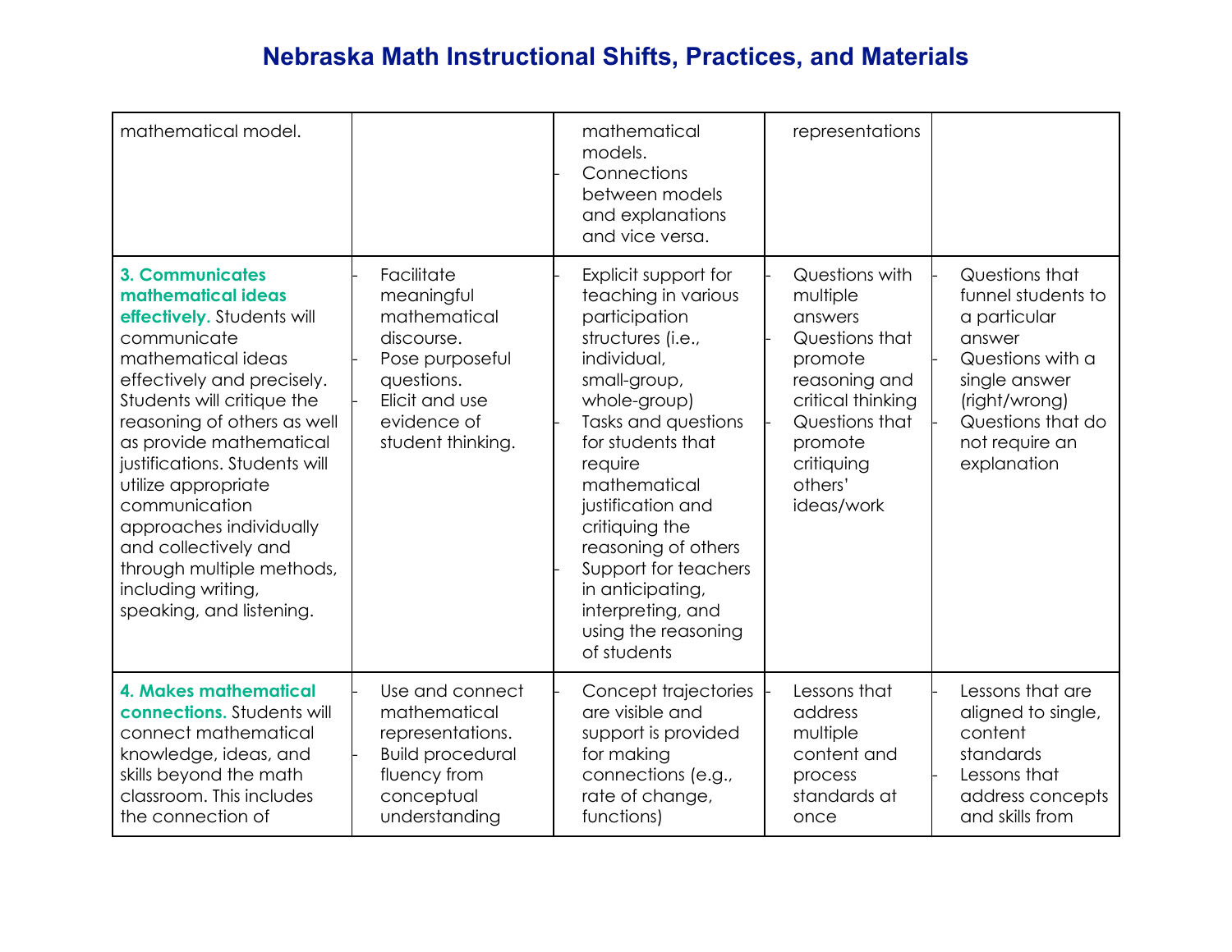# Nebraska Math Instructional Shifts, Practices, and Materials

| | | | | |
|---|---|---|---|---|
| mathematical model. | | - mathematical models.<br>- Connections between models and explanations and vice versa. | representations | |
| **3. Communicates mathematical ideas effectively.** Students will communicate mathematical ideas effectively and precisely. Students will critique the reasoning of others as well as provide mathematical justifications. Students will utilize appropriate communication approaches individually and collectively and through multiple methods, including writing, speaking, and listening. | - Facilitate meaningful mathematical discourse.<br>- Pose purposeful questions.<br>- Elicit and use evidence of student thinking. | - Explicit support for teaching in various participation structures (i.e., individual, small-group, whole-group)<br>- Tasks and questions for students that require mathematical justification and critiquing the reasoning of others<br>- Support for teachers in anticipating, interpreting, and using the reasoning of students | - Questions with multiple answers<br>- Questions that promote reasoning and critical thinking<br>- Questions that promote critiquing others' ideas/work | - Questions that funnel students to a particular answer<br>- Questions with a single answer (right/wrong)<br>- Questions that do not require an explanation |
| **4. Makes mathematical connections.** Students will connect mathematical knowledge, ideas, and skills beyond the math classroom. This includes the connection of | - Use and connect mathematical representations.<br>- Build procedural fluency from conceptual understanding | - Concept trajectories are visible and support is provided for making connections (e.g., rate of change, functions) | - Lessons that address multiple content and process standards at once | - Lessons that are aligned to single, content standards<br>- Lessons that address concepts and skills from |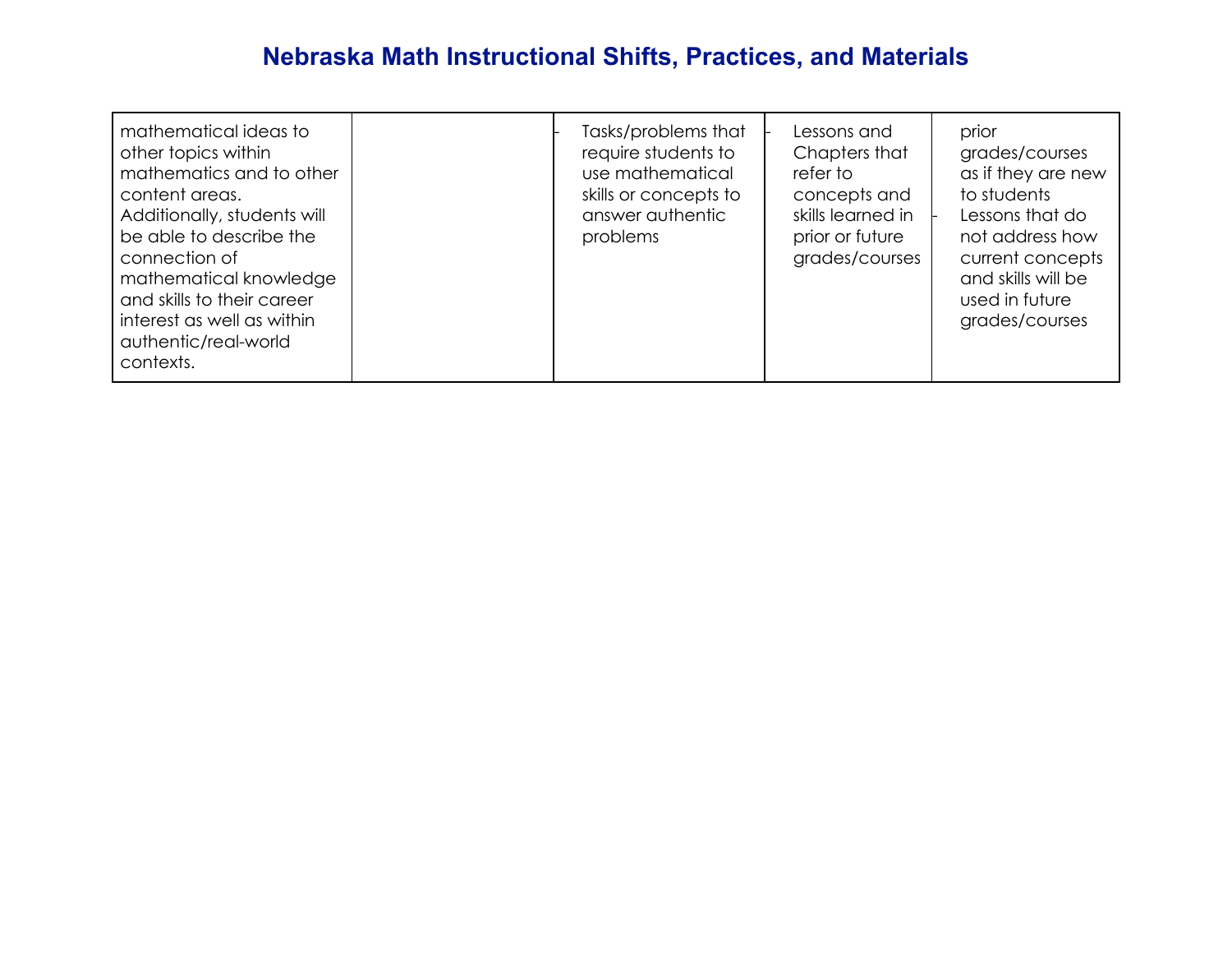# Nebraska Math Instructional Shifts, Practices, and Materials

| | | | | |
|---|---|---|---|---|
| mathematical ideas to other topics within mathematics and to other content areas. Additionally, students will be able to describe the connection of mathematical knowledge and skills to their career interest as well as within authentic/real-world contexts. | | - Tasks/problems that require students to use mathematical skills or concepts to answer authentic problems | - Lessons and Chapters that refer to concepts and skills learned in prior or future grades/courses | prior grades/courses as if they are new to students<br>- Lessons that do not address how current concepts and skills will be used in future grades/courses |